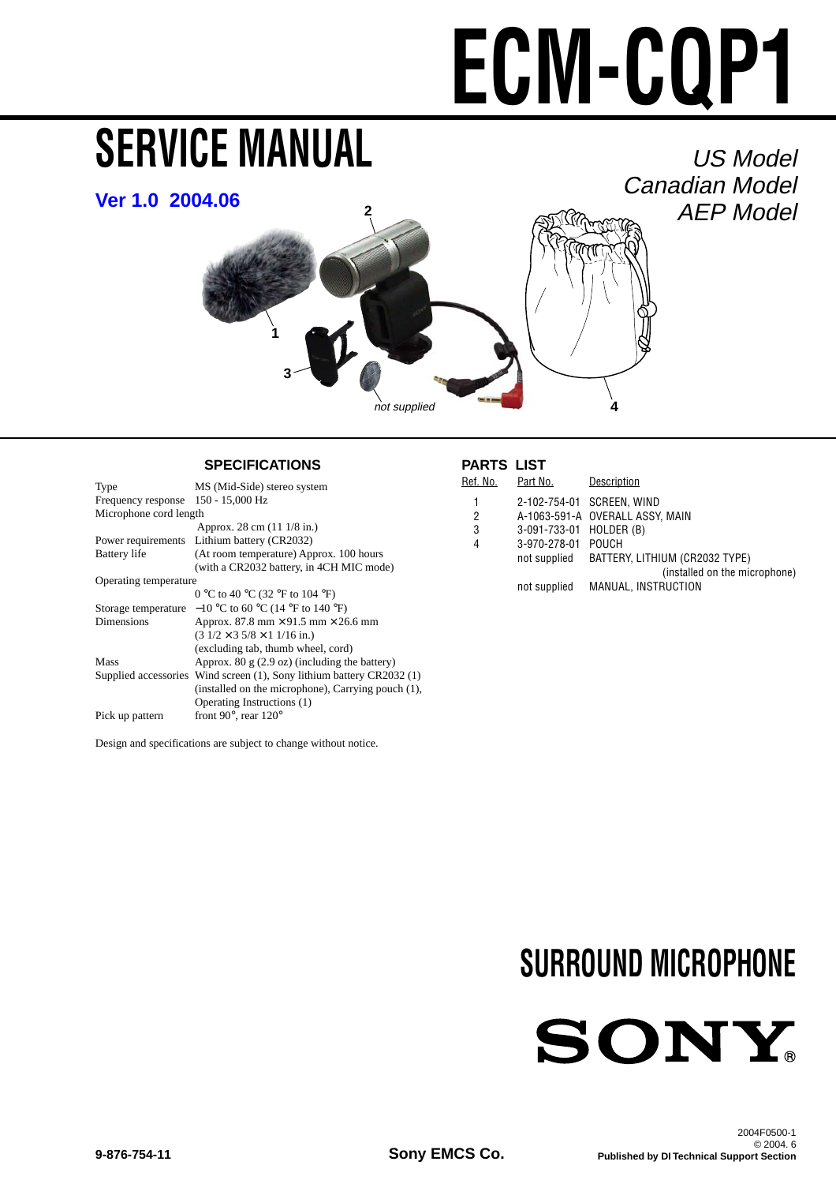# ECM-CQP1

# SERVICE MANUAL

**Ver 1.0 2004.06**

*US Model*
*Canadian Model*
*AEP Model*

1
2
3
4
*not supplied*

## SPECIFICATIONS

| | |
|---|---|
| Type | MS (Mid-Side) stereo system |
| Frequency response | 150 - 15,000 Hz |
| Microphone cord length | Approx. 28 cm (11 1/8 in.) |
| Power requirements | Lithium battery (CR2032) |
| Battery life | (At room temperature) Approx. 100 hours (with a CR2032 battery, in 4CH MIC mode) |
| Operating temperature | 0 °C to 40 °C (32 °F to 104 °F) |
| Storage temperature | −10 °C to 60 °C (14 °F to 140 °F) |
| Dimensions | Approx. 87.8 mm × 91.5 mm × 26.6 mm (3 1/2 × 3 5/8 × 1 1/16 in.) (excluding tab, thumb wheel, cord) |
| Mass | Approx. 80 g (2.9 oz) (including the battery) |
| Supplied accessories | Wind screen (1), Sony lithium battery CR2032 (1) (installed on the microphone), Carrying pouch (1), Operating Instructions (1) |
| Pick up pattern | front 90°, rear 120° |

Design and specifications are subject to change without notice.

## PARTS LIST

| Ref. No. | Part No. | Description |
|---|---|---|
| 1 | 2-102-754-01 | SCREEN, WIND |
| 2 | A-1063-591-A | OVERALL ASSY, MAIN |
| 3 | 3-091-733-01 | HOLDER (B) |
| 4 | 3-970-278-01 | POUCH |
| | not supplied | BATTERY, LITHIUM (CR2032 TYPE) (installed on the microphone) |
| | not supplied | MANUAL, INSTRUCTION |

# SURROUND MICROPHONE

SONY®

9-876-754-11

Sony EMCS Co.

2004F0500-1
© 2004. 6
Published by DI Technical Support Section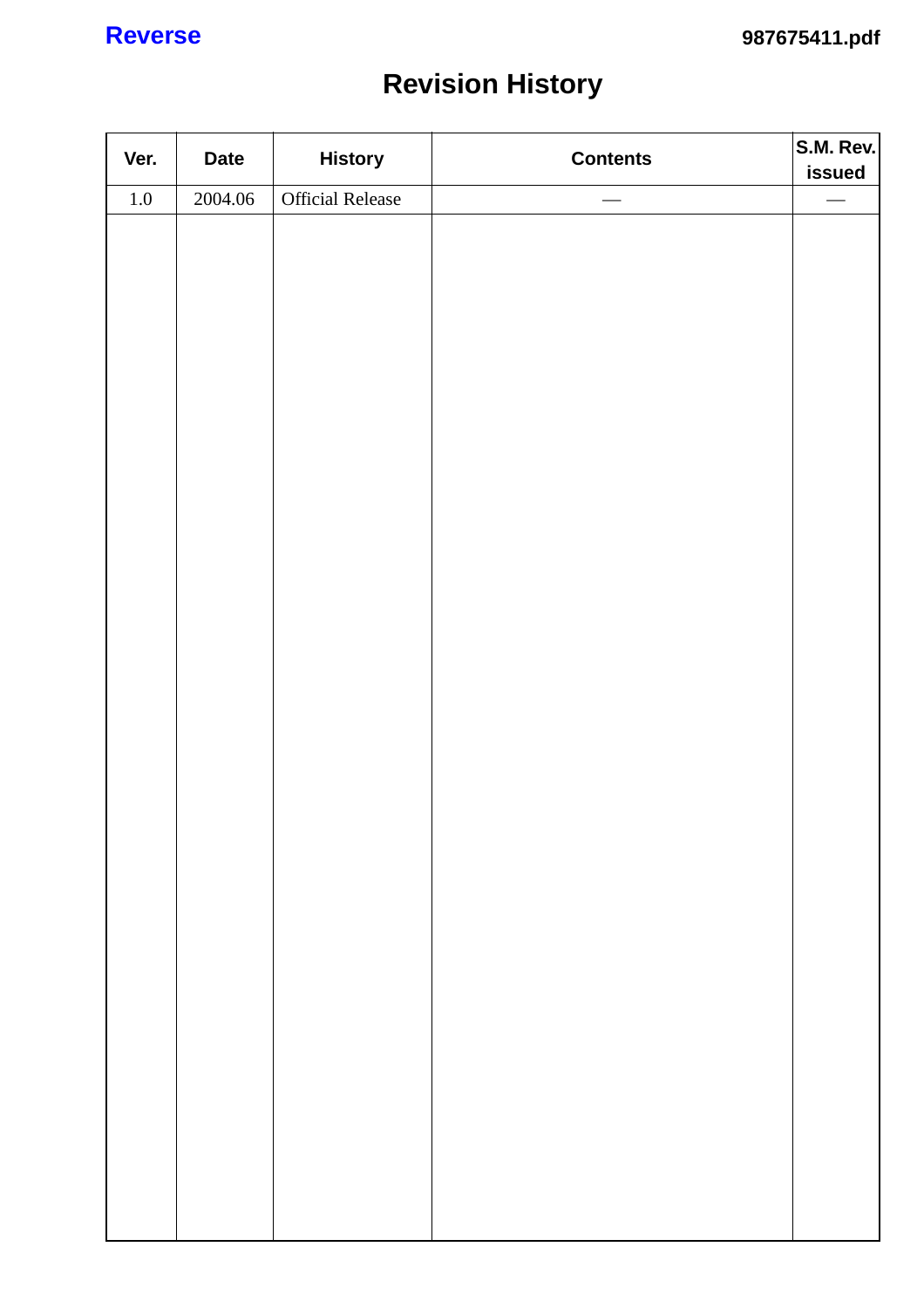# Revision History

| Ver. | Date | History | Contents | S.M. Rev. issued |
|---|---|---|---|---|
| 1.0 | 2004.06 | Official Release | — | — |